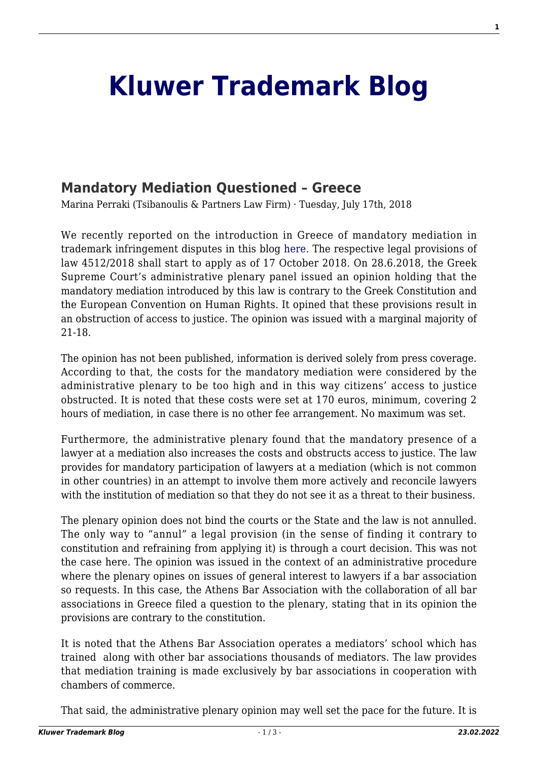# Kluwer Trademark Blog

## Mandatory Mediation Questioned – Greece

Marina Perraki (Tsibanoulis & Partners Law Firm) · Tuesday, July 17th, 2018

We recently reported on the introduction in Greece of mandatory mediation in trademark infringement disputes in this blog here. The respective legal provisions of law 4512/2018 shall start to apply as of 17 October 2018. On 28.6.2018, the Greek Supreme Court's administrative plenary panel issued an opinion holding that the mandatory mediation introduced by this law is contrary to the Greek Constitution and the European Convention on Human Rights. It opined that these provisions result in an obstruction of access to justice. The opinion was issued with a marginal majority of 21-18.

The opinion has not been published, information is derived solely from press coverage. According to that, the costs for the mandatory mediation were considered by the administrative plenary to be too high and in this way citizens' access to justice obstructed. It is noted that these costs were set at 170 euros, minimum, covering 2 hours of mediation, in case there is no other fee arrangement. No maximum was set.

Furthermore, the administrative plenary found that the mandatory presence of a lawyer at a mediation also increases the costs and obstructs access to justice. The law provides for mandatory participation of lawyers at a mediation (which is not common in other countries) in an attempt to involve them more actively and reconcile lawyers with the institution of mediation so that they do not see it as a threat to their business.

The plenary opinion does not bind the courts or the State and the law is not annulled. The only way to "annul" a legal provision (in the sense of finding it contrary to constitution and refraining from applying it) is through a court decision. This was not the case here. The opinion was issued in the context of an administrative procedure where the plenary opines on issues of general interest to lawyers if a bar association so requests. In this case, the Athens Bar Association with the collaboration of all bar associations in Greece filed a question to the plenary, stating that in its opinion the provisions are contrary to the constitution.

It is noted that the Athens Bar Association operates a mediators' school which has trained along with other bar associations thousands of mediators. The law provides that mediation training is made exclusively by bar associations in cooperation with chambers of commerce.

That said, the administrative plenary opinion may well set the pace for the future. It is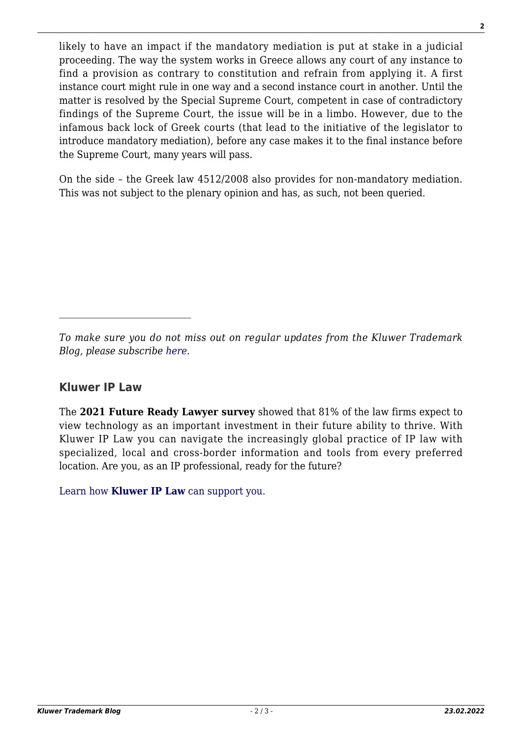likely to have an impact if the mandatory mediation is put at stake in a judicial proceeding. The way the system works in Greece allows any court of any instance to find a provision as contrary to constitution and refrain from applying it. A first instance court might rule in one way and a second instance court in another. Until the matter is resolved by the Special Supreme Court, competent in case of contradictory findings of the Supreme Court, the issue will be in a limbo. However, due to the infamous back lock of Greek courts (that lead to the initiative of the legislator to introduce mandatory mediation), before any case makes it to the final instance before the Supreme Court, many years will pass.

On the side – the Greek law 4512/2008 also provides for non-mandatory mediation. This was not subject to the plenary opinion and has, as such, not been queried.

---

*To make sure you do not miss out on regular updates from the Kluwer Trademark Blog, please subscribe here.*

### Kluwer IP Law

The **2021 Future Ready Lawyer survey** showed that 81% of the law firms expect to view technology as an important investment in their future ability to thrive. With Kluwer IP Law you can navigate the increasingly global practice of IP law with specialized, local and cross-border information and tools from every preferred location. Are you, as an IP professional, ready for the future?

Learn how **Kluwer IP Law** can support you.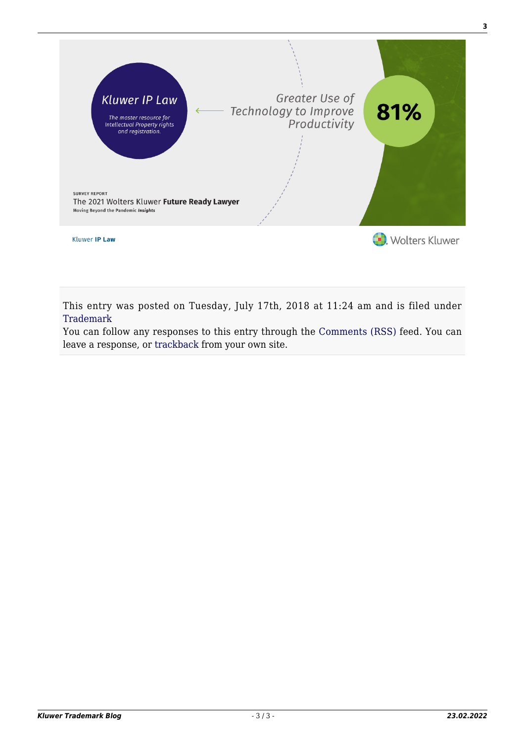Kluwer IP Law

The master resource for Intellectual Property rights and registration.

Greater Use of Technology to Improve Productivity

81%

SURVEY REPORT

The 2021 Wolters Kluwer **Future Ready Lawyer**

Moving Beyond the Pandemic *Insights*

Kluwer **IP Law**

Wolters Kluwer

This entry was posted on Tuesday, July 17th, 2018 at 11:24 am and is filed under Trademark

You can follow any responses to this entry through the Comments (RSS) feed. You can leave a response, or trackback from your own site.